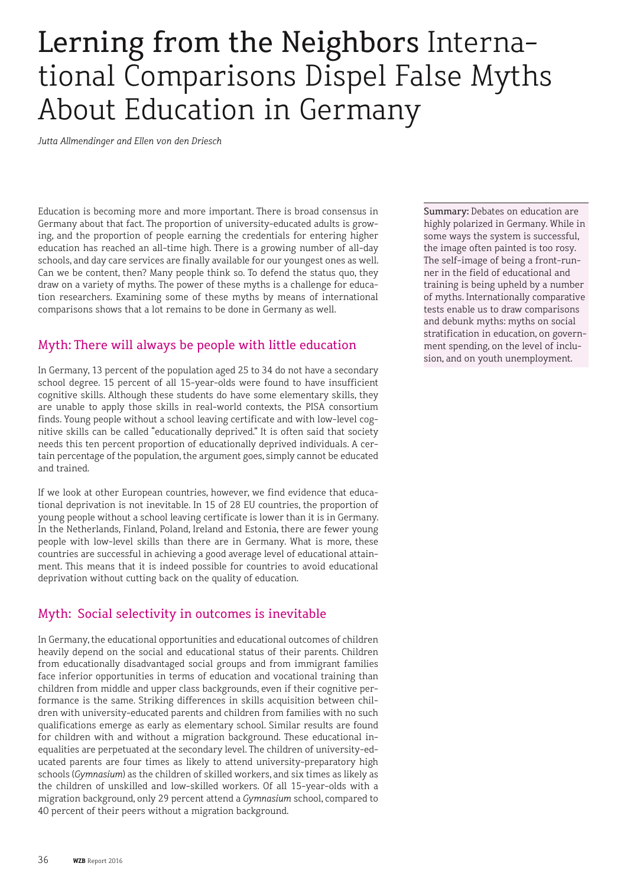# Lerning from the Neighbors International Comparisons Dispel False Myths About Education in Germany

*Jutta Allmendinger and Ellen von den Driesch*

**Summary:** Debates on education are highly polarized in Germany. While in some ways the system is successful, the image often painted is too rosy. The self-image of being a front-runner in the field of educational and training is being upheld by a number of myths. Internationally comparative tests enable us to draw comparisons and debunk myths: myths on social stratification in education, on government spending, on the level of inclusion, and on youth unemployment.

Education is becoming more and more important. There is broad consensus in Germany about that fact. The proportion of university-educated adults is growing, and the proportion of people earning the credentials for entering higher education has reached an all-time high. There is a growing number of all-day schools, and day care services are finally available for our youngest ones as well. Can we be content, then? Many people think so. To defend the status quo, they draw on a variety of myths. The power of these myths is a challenge for education researchers. Examining some of these myths by means of international comparisons shows that a lot remains to be done in Germany as well.

## Myth: There will always be people with little education

In Germany, 13 percent of the population aged 25 to 34 do not have a secondary school degree. 15 percent of all 15-year-olds were found to have insufficient cognitive skills. Although these students do have some elementary skills, they are unable to apply those skills in real-world contexts, the PISA consortium finds. Young people without a school leaving certificate and with low-level cognitive skills can be called "educationally deprived." It is often said that society needs this ten percent proportion of educationally deprived individuals. A certain percentage of the population, the argument goes, simply cannot be educated and trained.

If we look at other European countries, however, we find evidence that educational deprivation is not inevitable. In 15 of 28 EU countries, the proportion of young people without a school leaving certificate is lower than it is in Germany. In the Netherlands, Finland, Poland, Ireland and Estonia, there are fewer young people with low-level skills than there are in Germany. What is more, these countries are successful in achieving a good average level of educational attainment. This means that it is indeed possible for countries to avoid educational deprivation without cutting back on the quality of education.

## Myth: Social selectivity in outcomes is inevitable

In Germany, the educational opportunities and educational outcomes of children heavily depend on the social and educational status of their parents. Children from educationally disadvantaged social groups and from immigrant families face inferior opportunities in terms of education and vocational training than children from middle and upper class backgrounds, even if their cognitive performance is the same. Striking differences in skills acquisition between children with university-educated parents and children from families with no such qualifications emerge as early as elementary school. Similar results are found for children with and without a migration background. These educational inequalities are perpetuated at the secondary level. The children of university-educated parents are four times as likely to attend university-preparatory high schools (*Gymnasium*) as the children of skilled workers, and six times as likely as the children of unskilled and low-skilled workers. Of all 15-year-olds with a migration background, only 29 percent attend a *Gymnasium* school, compared to 40 percent of their peers without a migration background.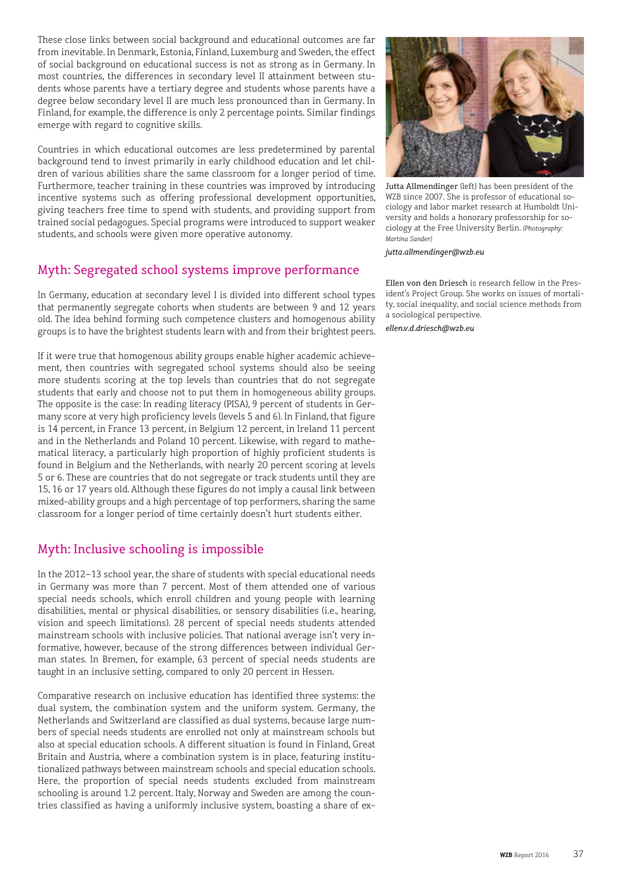These close links between social background and educational outcomes are far from inevitable. In Denmark, Estonia, Finland, Luxemburg and Sweden, the effect of social background on educational success is not as strong as in Germany. In most countries, the differences in secondary level II attainment between students whose parents have a tertiary degree and students whose parents have a degree below secondary level II are much less pronounced than in Germany. In Finland, for example, the difference is only 2 percentage points. Similar findings emerge with regard to cognitive skills.

Countries in which educational outcomes are less predetermined by parental background tend to invest primarily in early childhood education and let children of various abilities share the same classroom for a longer period of time. Furthermore, teacher training in these countries was improved by introducing incentive systems such as offering professional development opportunities, giving teachers free time to spend with students, and providing support from trained social pedagogues. Special programs were introduced to support weaker students, and schools were given more operative autonomy.

## Myth: Segregated school systems improve performance

In Germany, education at secondary level I is divided into different school types that permanently segregate cohorts when students are between 9 and 12 years old. The idea behind forming such competence clusters and homogenous ability groups is to have the brightest students learn with and from their brightest peers.

If it were true that homogenous ability groups enable higher academic achievement, then countries with segregated school systems should also be seeing more students scoring at the top levels than countries that do not segregate students that early and choose not to put them in homogeneous ability groups. The opposite is the case: In reading literacy (PISA), 9 percent of students in Germany score at very high proficiency levels (levels 5 and 6). In Finland, that figure is 14 percent, in France 13 percent, in Belgium 12 percent, in Ireland 11 percent and in the Netherlands and Poland 10 percent. Likewise, with regard to mathematical literacy, a particularly high proportion of highly proficient students is found in Belgium and the Netherlands, with nearly 20 percent scoring at levels 5 or 6. These are countries that do not segregate or track students until they are 15, 16 or 17 years old. Although these figures do not imply a causal link between mixed-ability groups and a high percentage of top performers, sharing the same classroom for a longer period of time certainly doesn't hurt students either.

## Myth: Inclusive schooling is impossible

In the 2012–13 school year, the share of students with special educational needs in Germany was more than 7 percent. Most of them attended one of various special needs schools, which enroll children and young people with learning disabilities, mental or physical disabilities, or sensory disabilities (i.e., hearing, vision and speech limitations). 28 percent of special needs students attended mainstream schools with inclusive policies. That national average isn't very informative, however, because of the strong differences between individual German states. In Bremen, for example, 63 percent of special needs students are taught in an inclusive setting, compared to only 20 percent in Hessen.

Comparative research on inclusive education has identified three systems: the dual system, the combination system and the uniform system. Germany, the Netherlands and Switzerland are classified as dual systems, because large numbers of special needs students are enrolled not only at mainstream schools but also at special education schools. A different situation is found in Finland, Great Britain and Austria, where a combination system is in place, featuring institutionalized pathways between mainstream schools and special education schools. Here, the proportion of special needs students excluded from mainstream schooling is around 1.2 percent. Italy, Norway and Sweden are among the countries classified as having a uniformly inclusive system, boasting a share of ex-

**Jutta Allmendinger** (left) has been president of the WZB since 2007. She is professor of educational sociology and labor market research at Humboldt University and holds a honorary professorship for sociology at the Free University Berlin. *(Photography: Martina Sander)*

*jutta.allmendinger@wzb.eu*

**Ellen von den Driesch** is research fellow in the President's Project Group. She works on issues of mortality, social inequality, and social science methods from a sociological perspective.

*ellen.v.d.driesch@wzb.eu*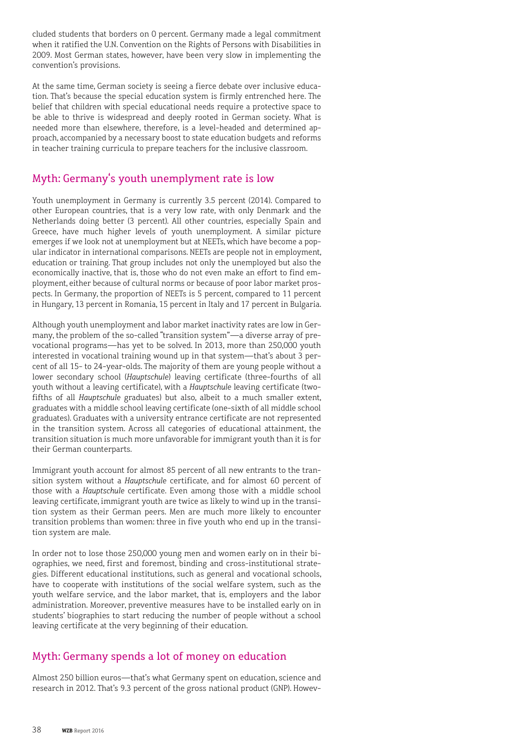cluded students that borders on 0 percent. Germany made a legal commitment when it ratified the U.N. Convention on the Rights of Persons with Disabilities in 2009. Most German states, however, have been very slow in implementing the convention's provisions.

At the same time, German society is seeing a fierce debate over inclusive education. That's because the special education system is firmly entrenched here. The belief that children with special educational needs require a protective space to be able to thrive is widespread and deeply rooted in German society. What is needed more than elsewhere, therefore, is a level-headed and determined approach, accompanied by a necessary boost to state education budgets and reforms in teacher training curricula to prepare teachers for the inclusive classroom.

## Myth: Germany's youth unemplyment rate is low

Youth unemployment in Germany is currently 3.5 percent (2014). Compared to other European countries, that is a very low rate, with only Denmark and the Netherlands doing better (3 percent). All other countries, especially Spain and Greece, have much higher levels of youth unemployment. A similar picture emerges if we look not at unemployment but at NEETs, which have become a popular indicator in international comparisons. NEETs are people not in employment, education or training. That group includes not only the unemployed but also the economically inactive, that is, those who do not even make an effort to find employment, either because of cultural norms or because of poor labor market prospects. In Germany, the proportion of NEETs is 5 percent, compared to 11 percent in Hungary, 13 percent in Romania, 15 percent in Italy and 17 percent in Bulgaria.

Although youth unemployment and labor market inactivity rates are low in Germany, the problem of the so-called "transition system"—a diverse array of prevocational programs—has yet to be solved. In 2013, more than 250,000 youth interested in vocational training wound up in that system—that's about 3 percent of all 15- to 24-year-olds. The majority of them are young people without a lower secondary school (*Hauptschule*) leaving certificate (three-fourths of all youth without a leaving certificate), with a *Hauptschule* leaving certificate (two-fifths of all *Hauptschule* graduates) but also, albeit to a much smaller extent, graduates with a middle school leaving certificate (one-sixth of all middle school graduates). Graduates with a university entrance certificate are not represented in the transition system. Across all categories of educational attainment, the transition situation is much more unfavorable for immigrant youth than it is for their German counterparts.

Immigrant youth account for almost 85 percent of all new entrants to the transition system without a *Hauptschule* certificate, and for almost 60 percent of those with a *Hauptschule* certificate. Even among those with a middle school leaving certificate, immigrant youth are twice as likely to wind up in the transition system as their German peers. Men are much more likely to encounter transition problems than women: three in five youth who end up in the transition system are male.

In order not to lose those 250,000 young men and women early on in their biographies, we need, first and foremost, binding and cross-institutional strategies. Different educational institutions, such as general and vocational schools, have to cooperate with institutions of the social welfare system, such as the youth welfare service, and the labor market, that is, employers and the labor administration. Moreover, preventive measures have to be installed early on in students' biographies to start reducing the number of people without a school leaving certificate at the very beginning of their education.

## Myth: Germany spends a lot of money on education

Almost 250 billion euros—that's what Germany spent on education, science and research in 2012. That's 9.3 percent of the gross national product (GNP). Howev-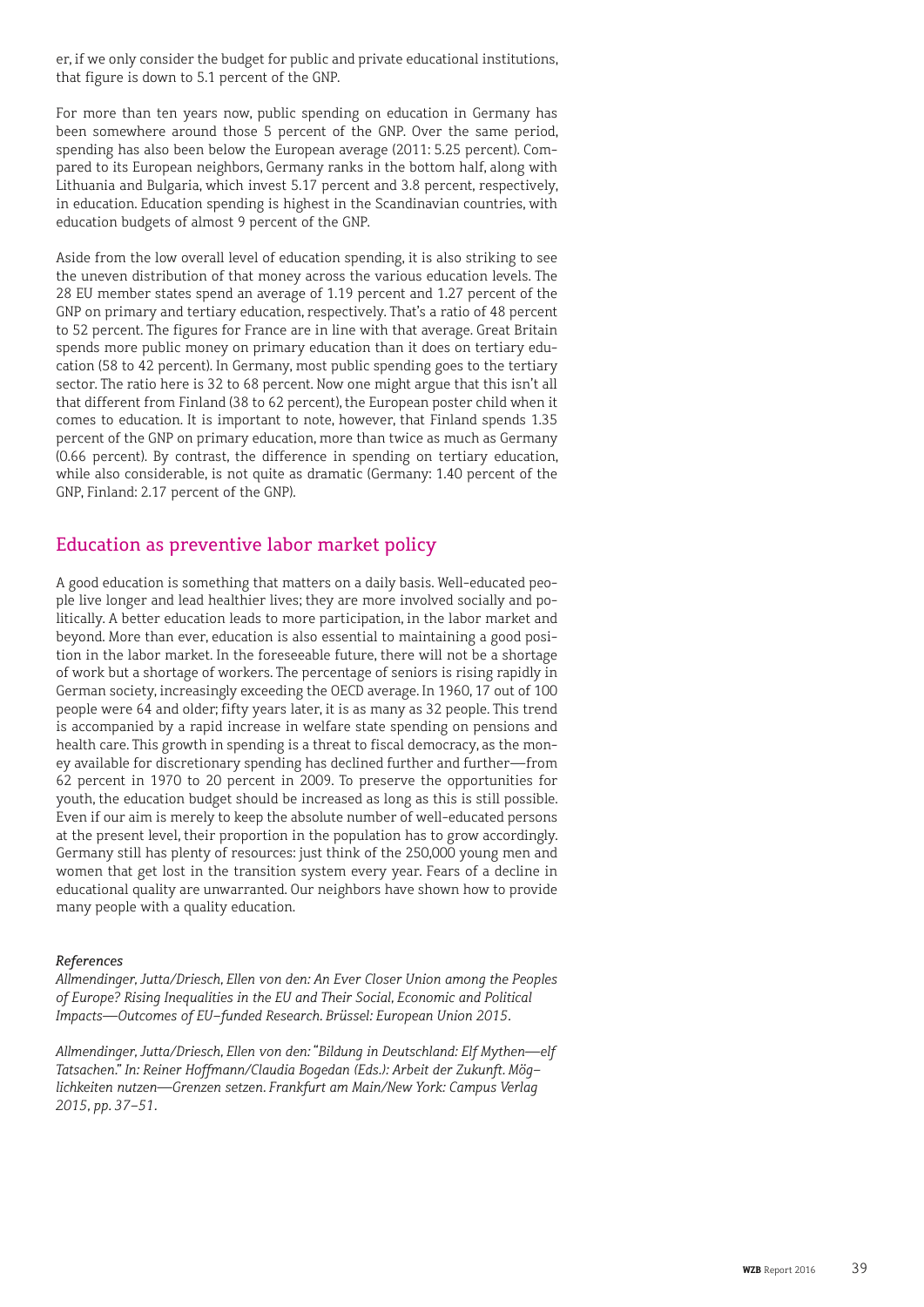er, if we only consider the budget for public and private educational institutions, that figure is down to 5.1 percent of the GNP.

For more than ten years now, public spending on education in Germany has been somewhere around those 5 percent of the GNP. Over the same period, spending has also been below the European average (2011: 5.25 percent). Compared to its European neighbors, Germany ranks in the bottom half, along with Lithuania and Bulgaria, which invest 5.17 percent and 3.8 percent, respectively, in education. Education spending is highest in the Scandinavian countries, with education budgets of almost 9 percent of the GNP.

Aside from the low overall level of education spending, it is also striking to see the uneven distribution of that money across the various education levels. The 28 EU member states spend an average of 1.19 percent and 1.27 percent of the GNP on primary and tertiary education, respectively. That's a ratio of 48 percent to 52 percent. The figures for France are in line with that average. Great Britain spends more public money on primary education than it does on tertiary education (58 to 42 percent). In Germany, most public spending goes to the tertiary sector. The ratio here is 32 to 68 percent. Now one might argue that this isn't all that different from Finland (38 to 62 percent), the European poster child when it comes to education. It is important to note, however, that Finland spends 1.35 percent of the GNP on primary education, more than twice as much as Germany (0.66 percent). By contrast, the difference in spending on tertiary education, while also considerable, is not quite as dramatic (Germany: 1.40 percent of the GNP, Finland: 2.17 percent of the GNP).

## Education as preventive labor market policy

A good education is something that matters on a daily basis. Well-educated people live longer and lead healthier lives; they are more involved socially and politically. A better education leads to more participation, in the labor market and beyond. More than ever, education is also essential to maintaining a good position in the labor market. In the foreseeable future, there will not be a shortage of work but a shortage of workers. The percentage of seniors is rising rapidly in German society, increasingly exceeding the OECD average. In 1960, 17 out of 100 people were 64 and older; fifty years later, it is as many as 32 people. This trend is accompanied by a rapid increase in welfare state spending on pensions and health care. This growth in spending is a threat to fiscal democracy, as the money available for discretionary spending has declined further and further—from 62 percent in 1970 to 20 percent in 2009. To preserve the opportunities for youth, the education budget should be increased as long as this is still possible. Even if our aim is merely to keep the absolute number of well-educated persons at the present level, their proportion in the population has to grow accordingly. Germany still has plenty of resources: just think of the 250,000 young men and women that get lost in the transition system every year. Fears of a decline in educational quality are unwarranted. Our neighbors have shown how to provide many people with a quality education.

*References*

*Allmendinger, Jutta/Driesch, Ellen von den: An Ever Closer Union among the Peoples of Europe? Rising Inequalities in the EU and Their Social, Economic and Political Impacts—Outcomes of EU-funded Research. Brüssel: European Union 2015.*

*Allmendinger, Jutta/Driesch, Ellen von den: "Bildung in Deutschland: Elf Mythen—elf Tatsachen." In: Reiner Hoffmann/Claudia Bogedan (Eds.): Arbeit der Zukunft. Möglichkeiten nutzen—Grenzen setzen. Frankfurt am Main/New York: Campus Verlag 2015, pp. 37–51.*